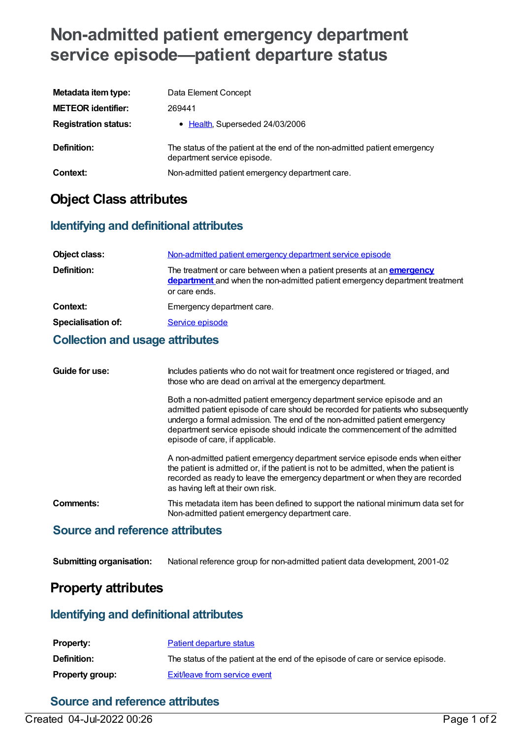# Non-admitted patient emergency department service episode—patient departure status

| | |
|---|---|
| **Metadata item type:** | Data Element Concept |
| **METEOR identifier:** | 269441 |
| **Registration status:** | • Health, Superseded 24/03/2006 |
| **Definition:** | The status of the patient at the end of the non-admitted patient emergency department service episode. |
| **Context:** | Non-admitted patient emergency department care. |

## Object Class attributes

### Identifying and definitional attributes

| | |
|---|---|
| **Object class:** | Non-admitted patient emergency department service episode |
| **Definition:** | The treatment or care between when a patient presents at an **emergency department** and when the non-admitted patient emergency department treatment or care ends. |
| **Context:** | Emergency department care. |
| **Specialisation of:** | Service episode |

### Collection and usage attributes

**Guide for use:**

Includes patients who do not wait for treatment once registered or triaged, and those who are dead on arrival at the emergency department.

Both a non-admitted patient emergency department service episode and an admitted patient episode of care should be recorded for patients who subsequently undergo a formal admission. The end of the non-admitted patient emergency department service episode should indicate the commencement of the admitted episode of care, if applicable.

A non-admitted patient emergency department service episode ends when either the patient is admitted or, if the patient is not to be admitted, when the patient is recorded as ready to leave the emergency department or when they are recorded as having left at their own risk.

**Comments:**

This metadata item has been defined to support the national minimum data set for Non-admitted patient emergency department care.

### Source and reference attributes

| | |
|---|---|
| **Submitting organisation:** | National reference group for non-admitted patient data development, 2001-02 |

## Property attributes

### Identifying and definitional attributes

| | |
|---|---|
| **Property:** | Patient departure status |
| **Definition:** | The status of the patient at the end of the episode of care or service episode. |
| **Property group:** | Exit/leave from service event |

### Source and reference attributes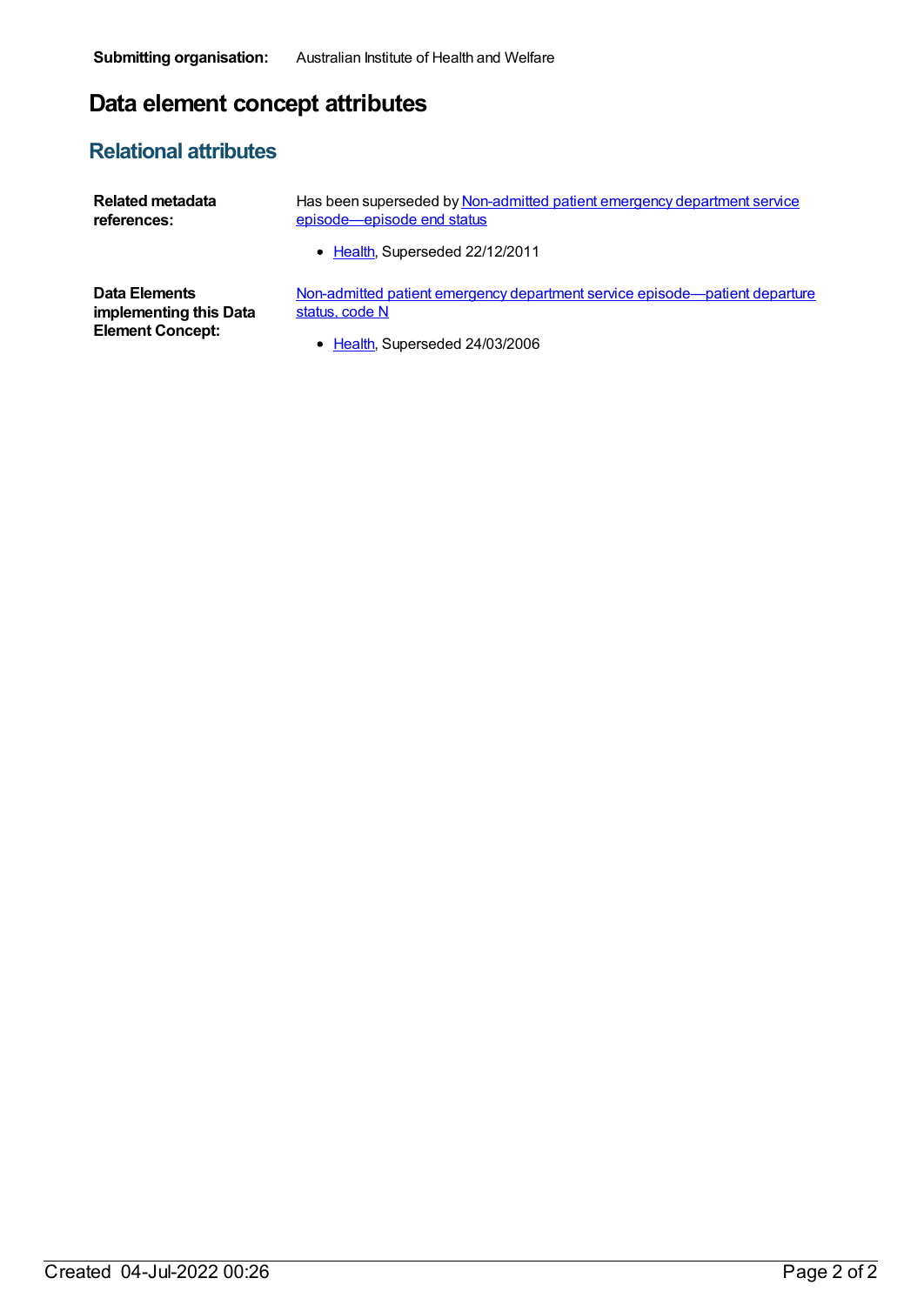**Submitting organisation:** Australian Institute of Health and Welfare

# Data element concept attributes

## Relational attributes

**Related metadata references:**

Has been superseded by Non-admitted patient emergency department service episode—episode end status

- Health, Superseded 22/12/2011

**Data Elements implementing this Data Element Concept:**

Non-admitted patient emergency department service episode—patient departure status, code N

- Health, Superseded 24/03/2006